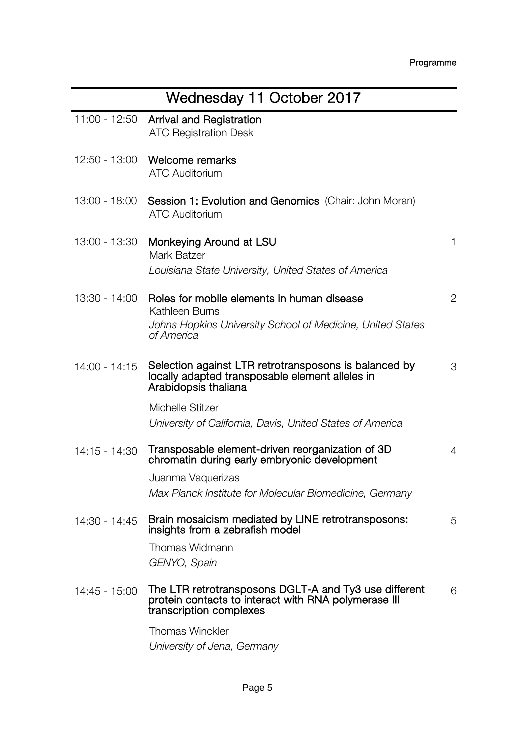## Wednesday 11 October 2017

11:00 - 12:50 **Arrival and Registration**
ATC Registration Desk

12:50 - 13:00 **Welcome remarks**
ATC Auditorium

13:00 - 18:00 **Session 1: Evolution and Genomics** (Chair: John Moran)
ATC Auditorium

13:00 - 13:30 **Monkeying Around at LSU** — 1
Mark Batzer
*Louisiana State University, United States of America*

13:30 - 14:00 **Roles for mobile elements in human disease** — 2
Kathleen Burns
*Johns Hopkins University School of Medicine, United States of America*

14:00 - 14:15 **Selection against LTR retrotransposons is balanced by locally adapted transposable element alleles in Arabidopsis thaliana** — 3
Michelle Stitzer
*University of California, Davis, United States of America*

14:15 - 14:30 **Transposable element-driven reorganization of 3D chromatin during early embryonic development** — 4
Juanma Vaquerizas
*Max Planck Institute for Molecular Biomedicine, Germany*

14:30 - 14:45 **Brain mosaicism mediated by LINE retrotransposons: insights from a zebrafish model** — 5
Thomas Widmann
*GENYO, Spain*

14:45 - 15:00 **The LTR retrotransposons DGLT-A and Ty3 use different protein contacts to interact with RNA polymerase III transcription complexes** — 6
Thomas Winckler
*University of Jena, Germany*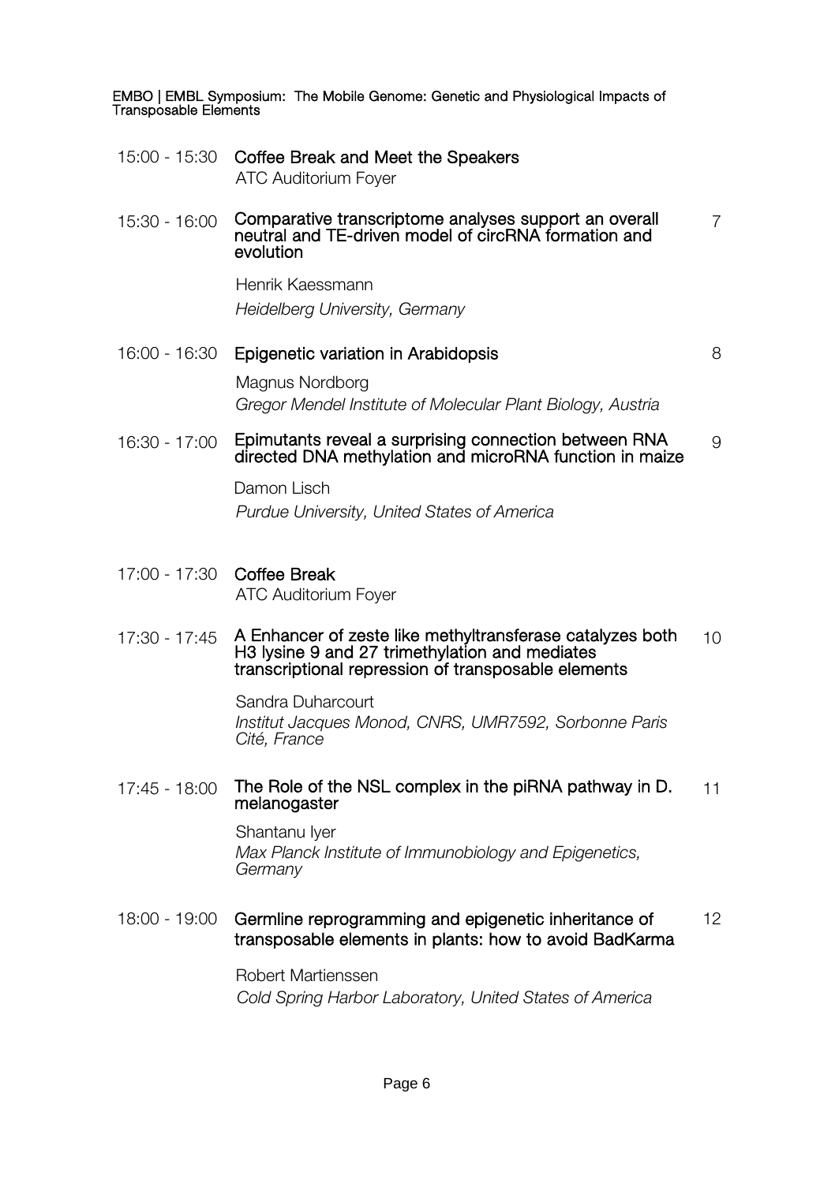| Time | Session | Page |
|---|---|---|
| 15:00 - 15:30 | **Coffee Break and Meet the Speakers**<br>ATC Auditorium Foyer | |
| 15:30 - 16:00 | **Comparative transcriptome analyses support an overall neutral and TE-driven model of circRNA formation and evolution**<br>Henrik Kaessmann<br>*Heidelberg University, Germany* | 7 |
| 16:00 - 16:30 | **Epigenetic variation in Arabidopsis**<br>Magnus Nordborg<br>*Gregor Mendel Institute of Molecular Plant Biology, Austria* | 8 |
| 16:30 - 17:00 | **Epimutants reveal a surprising connection between RNA directed DNA methylation and microRNA function in maize**<br>Damon Lisch<br>*Purdue University, United States of America* | 9 |
| 17:00 - 17:30 | **Coffee Break**<br>ATC Auditorium Foyer | |
| 17:30 - 17:45 | **A Enhancer of zeste like methyltransferase catalyzes both H3 lysine 9 and 27 trimethylation and mediates transcriptional repression of transposable elements**<br>Sandra Duharcourt<br>*Institut Jacques Monod, CNRS, UMR7592, Sorbonne Paris Cité, France* | 10 |
| 17:45 - 18:00 | **The Role of the NSL complex in the piRNA pathway in D. melanogaster**<br>Shantanu Iyer<br>*Max Planck Institute of Immunobiology and Epigenetics, Germany* | 11 |
| 18:00 - 19:00 | **Germline reprogramming and epigenetic inheritance of transposable elements in plants: how to avoid BadKarma**<br>Robert Martienssen<br>*Cold Spring Harbor Laboratory, United States of America* | 12 |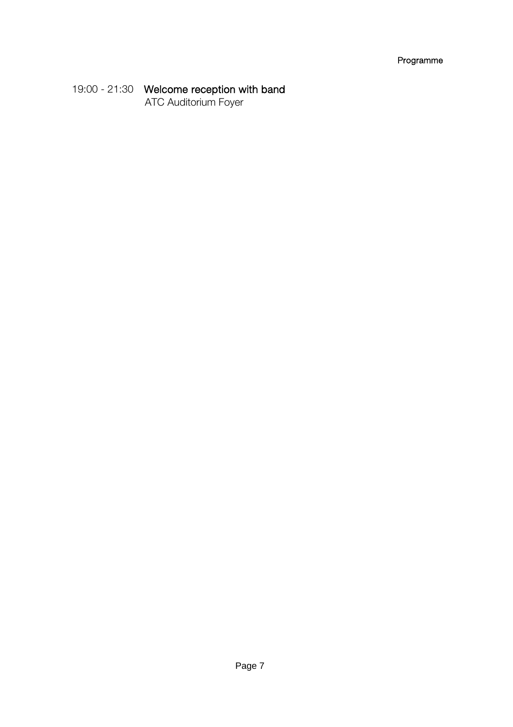19:00 - 21:30 **Welcome reception with band**
ATC Auditorium Foyer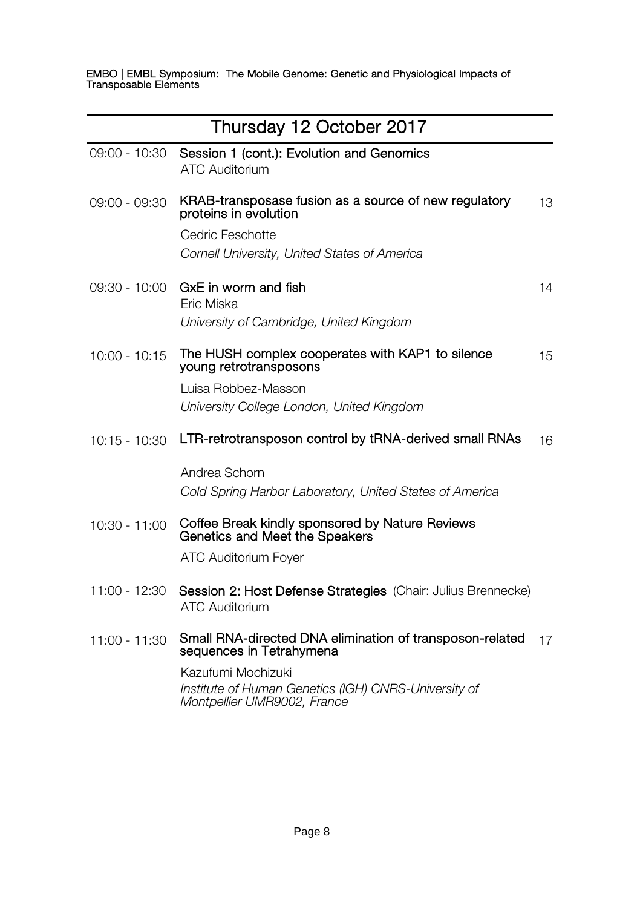## Thursday 12 October 2017

| | | |
|---|---|---|
| 09:00 - 10:30 | **Session 1 (cont.): Evolution and Genomics**<br>ATC Auditorium | |
| 09:00 - 09:30 | **KRAB-transposase fusion as a source of new regulatory proteins in evolution**<br>Cedric Feschotte<br>*Cornell University, United States of America* | 13 |
| 09:30 - 10:00 | **GxE in worm and fish**<br>Eric Miska<br>*University of Cambridge, United Kingdom* | 14 |
| 10:00 - 10:15 | **The HUSH complex cooperates with KAP1 to silence young retrotransposons**<br>Luisa Robbez-Masson<br>*University College London, United Kingdom* | 15 |
| 10:15 - 10:30 | **LTR-retrotransposon control by tRNA-derived small RNAs**<br>Andrea Schorn<br>*Cold Spring Harbor Laboratory, United States of America* | 16 |
| 10:30 - 11:00 | **Coffee Break kindly sponsored by Nature Reviews Genetics and Meet the Speakers**<br>ATC Auditorium Foyer | |
| 11:00 - 12:30 | **Session 2: Host Defense Strategies** (Chair: Julius Brennecke)<br>ATC Auditorium | |
| 11:00 - 11:30 | **Small RNA-directed DNA elimination of transposon-related sequences in Tetrahymena**<br>Kazufumi Mochizuki<br>*Institute of Human Genetics (IGH) CNRS-University of Montpellier UMR9002, France* | 17 |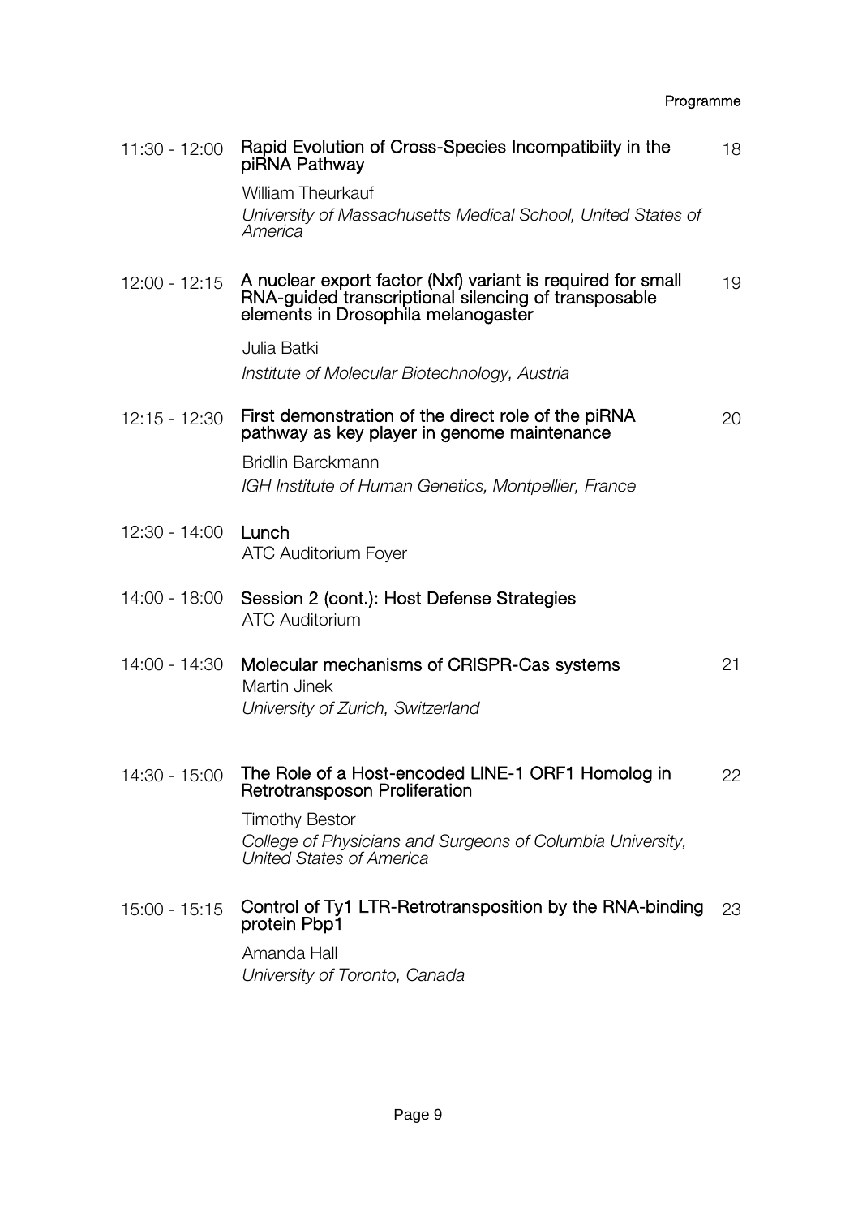| Time | Programme | Page |
|---|---|---|
| 11:30 - 12:00 | **Rapid Evolution of Cross-Species Incompatibiity in the piRNA Pathway**<br>William Theurkauf<br>*University of Massachusetts Medical School, United States of America* | 18 |
| 12:00 - 12:15 | **A nuclear export factor (Nxf) variant is required for small RNA-guided transcriptional silencing of transposable elements in Drosophila melanogaster**<br>Julia Batki<br>*Institute of Molecular Biotechnology, Austria* | 19 |
| 12:15 - 12:30 | **First demonstration of the direct role of the piRNA pathway as key player in genome maintenance**<br>Bridlin Barckmann<br>*IGH Institute of Human Genetics, Montpellier, France* | 20 |
| 12:30 - 14:00 | **Lunch**<br>ATC Auditorium Foyer | |
| 14:00 - 18:00 | **Session 2 (cont.): Host Defense Strategies**<br>ATC Auditorium | |
| 14:00 - 14:30 | **Molecular mechanisms of CRISPR-Cas systems**<br>Martin Jinek<br>*University of Zurich, Switzerland* | 21 |
| 14:30 - 15:00 | **The Role of a Host-encoded LINE-1 ORF1 Homolog in Retrotransposon Proliferation**<br>Timothy Bestor<br>*College of Physicians and Surgeons of Columbia University, United States of America* | 22 |
| 15:00 - 15:15 | **Control of Ty1 LTR-Retrotransposition by the RNA-binding protein Pbp1**<br>Amanda Hall<br>*University of Toronto, Canada* | 23 |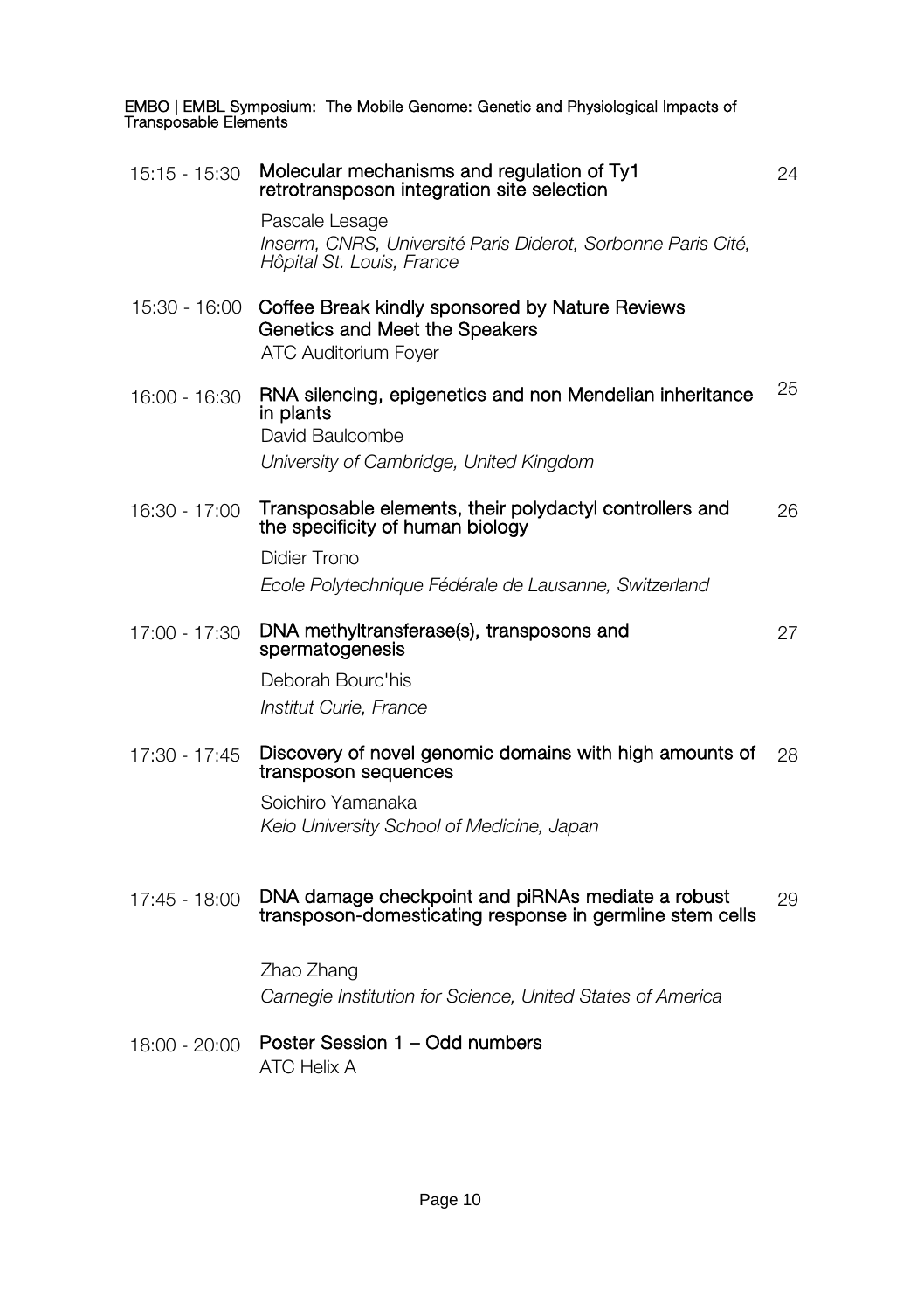| | | |
|---|---|---|
| 15:15 - 15:30 | **Molecular mechanisms and regulation of Ty1 retrotransposon integration site selection**<br>Pascale Lesage<br>*Inserm, CNRS, Université Paris Diderot, Sorbonne Paris Cité, Hôpital St. Louis, France* | 24 |
| 15:30 - 16:00 | **Coffee Break kindly sponsored by Nature Reviews Genetics and Meet the Speakers**<br>ATC Auditorium Foyer | |
| 16:00 - 16:30 | **RNA silencing, epigenetics and non Mendelian inheritance in plants**<br>David Baulcombe<br>*University of Cambridge, United Kingdom* | 25 |
| 16:30 - 17:00 | **Transposable elements, their polydactyl controllers and the specificity of human biology**<br>Didier Trono<br>*Ecole Polytechnique Fédérale de Lausanne, Switzerland* | 26 |
| 17:00 - 17:30 | **DNA methyltransferase(s), transposons and spermatogenesis**<br>Deborah Bourc'his<br>*Institut Curie, France* | 27 |
| 17:30 - 17:45 | **Discovery of novel genomic domains with high amounts of transposon sequences**<br>Soichiro Yamanaka<br>*Keio University School of Medicine, Japan* | 28 |
| 17:45 - 18:00 | **DNA damage checkpoint and piRNAs mediate a robust transposon-domesticating response in germline stem cells**<br>Zhao Zhang<br>*Carnegie Institution for Science, United States of America* | 29 |
| 18:00 - 20:00 | **Poster Session 1 – Odd numbers**<br>ATC Helix A | |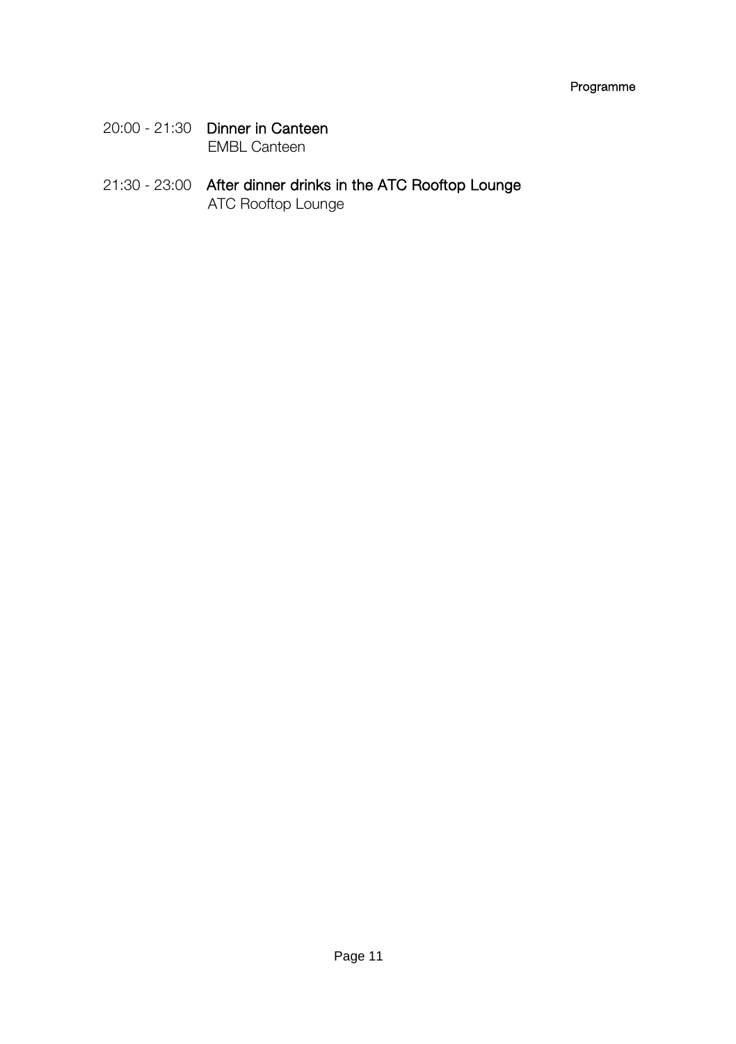20:00 - 21:30 **Dinner in Canteen**
EMBL Canteen

21:30 - 23:00 **After dinner drinks in the ATC Rooftop Lounge**
ATC Rooftop Lounge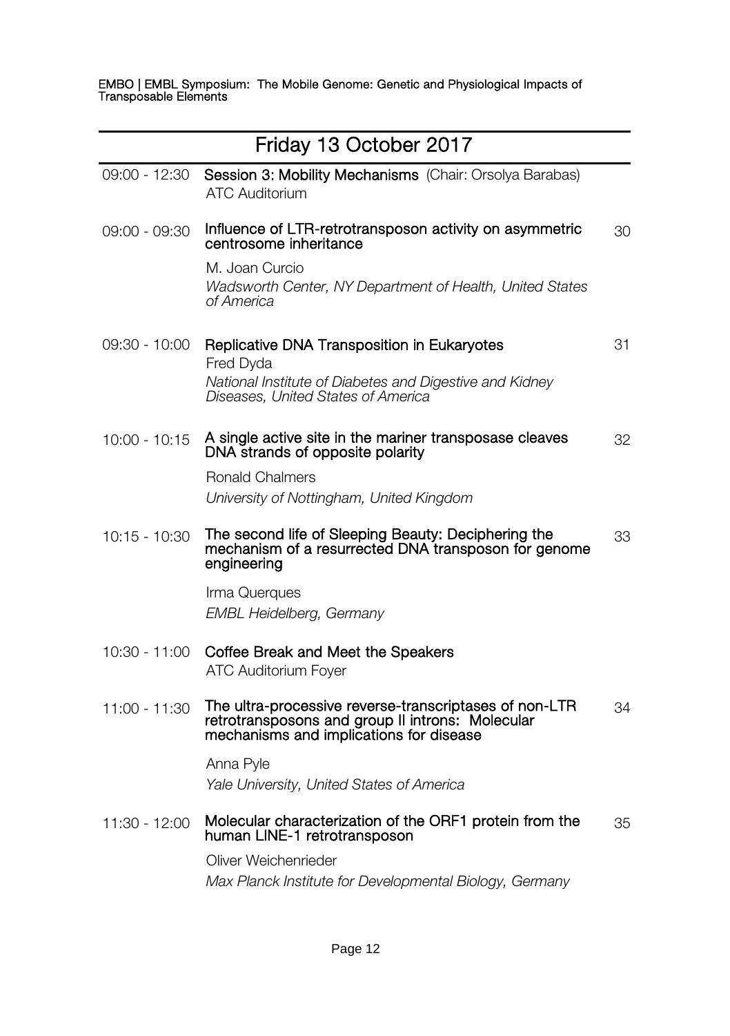## Friday 13 October 2017

| | | |
|---|---|---|
| 09:00 - 12:30 | **Session 3: Mobility Mechanisms** (Chair: Orsolya Barabas)<br>ATC Auditorium | |
| 09:00 - 09:30 | **Influence of LTR-retrotransposon activity on asymmetric centrosome inheritance**<br>M. Joan Curcio<br>*Wadsworth Center, NY Department of Health, United States of America* | 30 |
| 09:30 - 10:00 | **Replicative DNA Transposition in Eukaryotes**<br>Fred Dyda<br>*National Institute of Diabetes and Digestive and Kidney Diseases, United States of America* | 31 |
| 10:00 - 10:15 | **A single active site in the mariner transposase cleaves DNA strands of opposite polarity**<br>Ronald Chalmers<br>*University of Nottingham, United Kingdom* | 32 |
| 10:15 - 10:30 | **The second life of Sleeping Beauty: Deciphering the mechanism of a resurrected DNA transposon for genome engineering**<br>Irma Querques<br>*EMBL Heidelberg, Germany* | 33 |
| 10:30 - 11:00 | **Coffee Break and Meet the Speakers**<br>ATC Auditorium Foyer | |
| 11:00 - 11:30 | **The ultra-processive reverse-transcriptases of non-LTR retrotransposons and group II introns: Molecular mechanisms and implications for disease**<br>Anna Pyle<br>*Yale University, United States of America* | 34 |
| 11:30 - 12:00 | **Molecular characterization of the ORF1 protein from the human LINE-1 retrotransposon**<br>Oliver Weichenrieder<br>*Max Planck Institute for Developmental Biology, Germany* | 35 |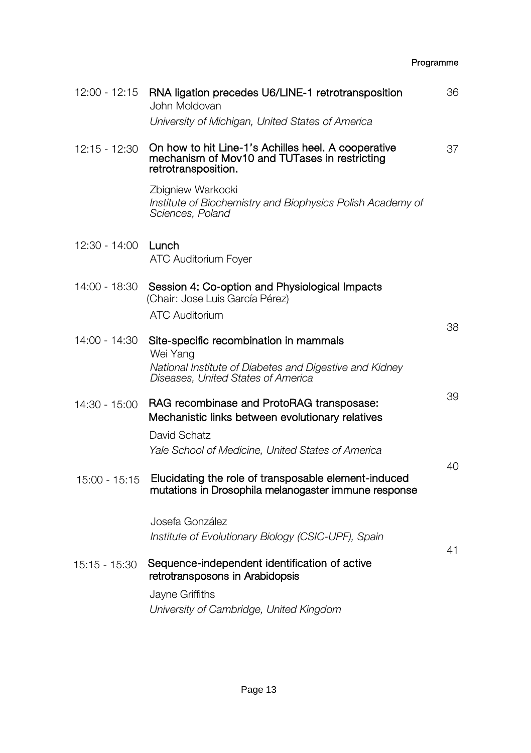| Time | Session | Page |
|---|---|---|
| 12:00 - 12:15 | **RNA ligation precedes U6/LINE-1 retrotransposition**<br>John Moldovan<br>*University of Michigan, United States of America* | 36 |
| 12:15 - 12:30 | **On how to hit Line-1's Achilles heel. A cooperative mechanism of Mov10 and TUTases in restricting retrotransposition.**<br>Zbigniew Warkocki<br>*Institute of Biochemistry and Biophysics Polish Academy of Sciences, Poland* | 37 |
| 12:30 - 14:00 | **Lunch**<br>ATC Auditorium Foyer | |
| 14:00 - 18:30 | **Session 4: Co-option and Physiological Impacts**<br>(Chair: Jose Luis García Pérez)<br>ATC Auditorium | |
| 14:00 - 14:30 | **Site-specific recombination in mammals**<br>Wei Yang<br>*National Institute of Diabetes and Digestive and Kidney Diseases, United States of America* | 38 |
| 14:30 - 15:00 | **RAG recombinase and ProtoRAG transposase: Mechanistic links between evolutionary relatives**<br>David Schatz<br>*Yale School of Medicine, United States of America* | 39 |
| 15:00 - 15:15 | **Elucidating the role of transposable element-induced mutations in Drosophila melanogaster immune response**<br>Josefa González<br>*Institute of Evolutionary Biology (CSIC-UPF), Spain* | 40 |
| 15:15 - 15:30 | **Sequence-independent identification of active retrotransposons in Arabidopsis**<br>Jayne Griffiths<br>*University of Cambridge, United Kingdom* | 41 |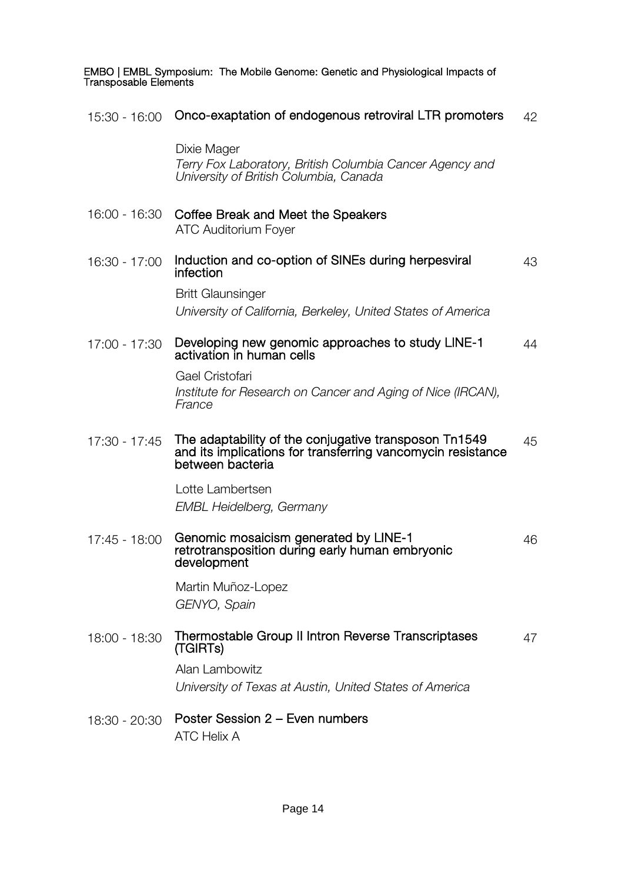| | | |
|---|---|---|
| 15:30 - 16:00 | **Onco-exaptation of endogenous retroviral LTR promoters** | 42 |
| | Dixie Mager<br>*Terry Fox Laboratory, British Columbia Cancer Agency and University of British Columbia, Canada* | |
| 16:00 - 16:30 | **Coffee Break and Meet the Speakers**<br>ATC Auditorium Foyer | |
| 16:30 - 17:00 | **Induction and co-option of SINEs during herpesviral infection** | 43 |
| | Britt Glaunsinger<br>*University of California, Berkeley, United States of America* | |
| 17:00 - 17:30 | **Developing new genomic approaches to study LINE-1 activation in human cells** | 44 |
| | Gael Cristofari<br>*Institute for Research on Cancer and Aging of Nice (IRCAN), France* | |
| 17:30 - 17:45 | **The adaptability of the conjugative transposon Tn1549 and its implications for transferring vancomycin resistance between bacteria** | 45 |
| | Lotte Lambertsen<br>*EMBL Heidelberg, Germany* | |
| 17:45 - 18:00 | **Genomic mosaicism generated by LINE-1 retrotransposition during early human embryonic development** | 46 |
| | Martin Muñoz-Lopez<br>*GENYO, Spain* | |
| 18:00 - 18:30 | **Thermostable Group II Intron Reverse Transcriptases (TGIRTs)** | 47 |
| | Alan Lambowitz<br>*University of Texas at Austin, United States of America* | |
| 18:30 - 20:30 | **Poster Session 2 – Even numbers**<br>ATC Helix A | |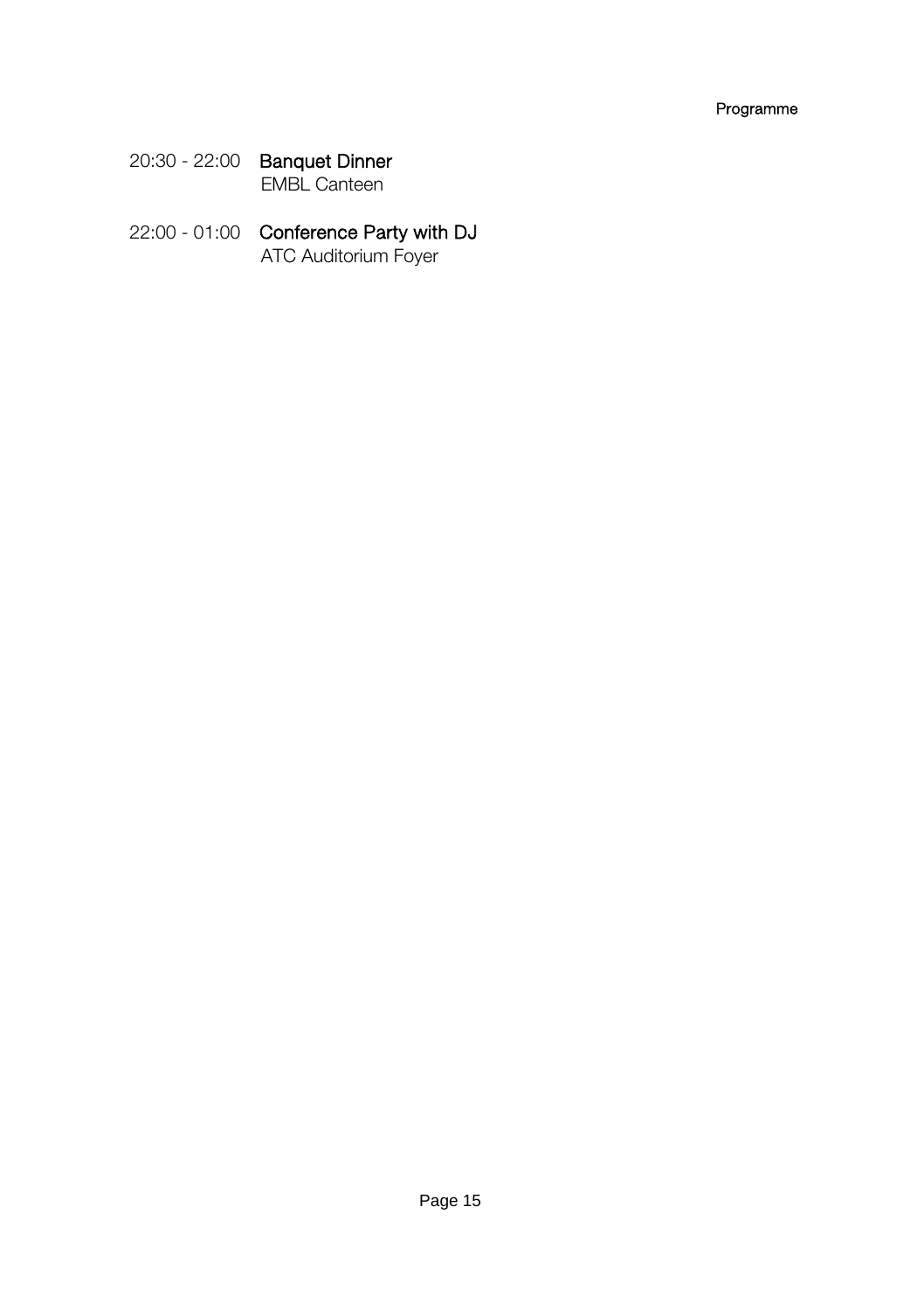20:30 - 22:00 **Banquet Dinner**
EMBL Canteen

22:00 - 01:00 **Conference Party with DJ**
ATC Auditorium Foyer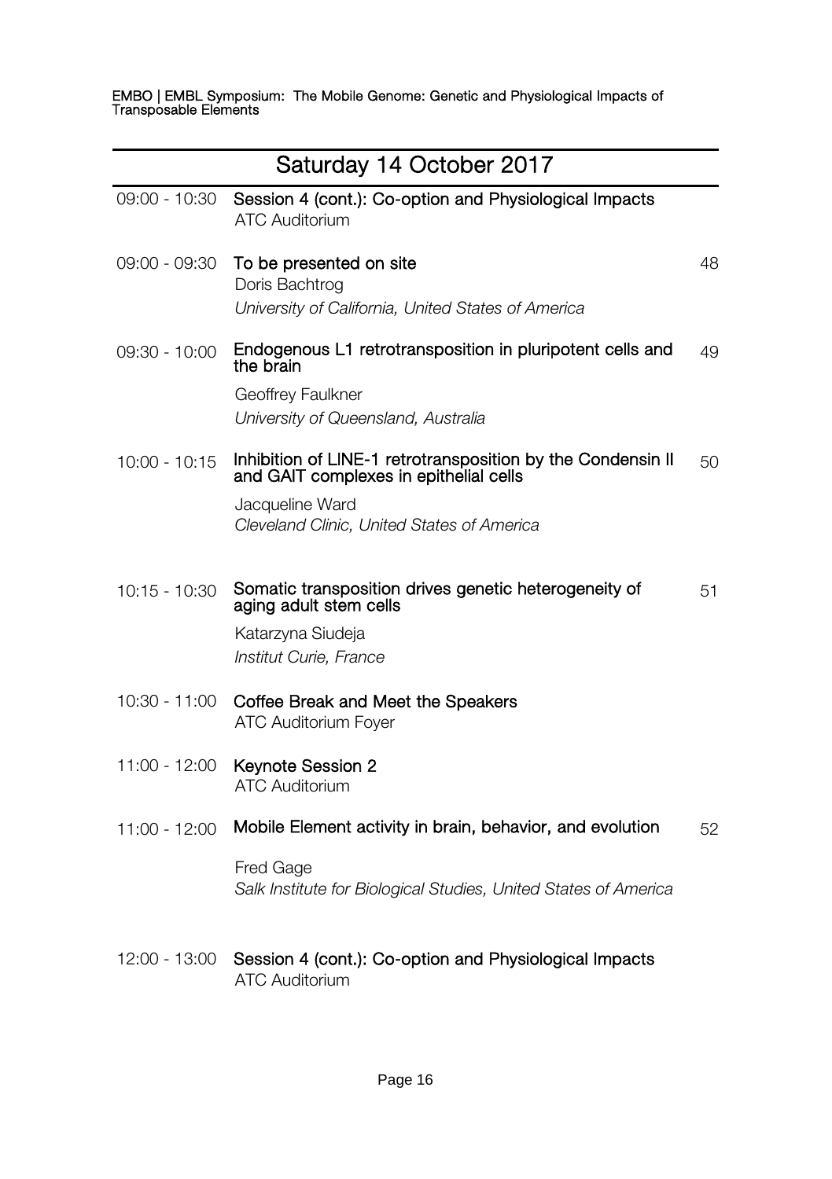## Saturday 14 October 2017

| Time | Session / Talk | Page |
| --- | --- | --- |
| 09:00 - 10:30 | **Session 4 (cont.): Co-option and Physiological Impacts**<br>ATC Auditorium | |
| 09:00 - 09:30 | **To be presented on site**<br>Doris Bachtrog<br>*University of California, United States of America* | 48 |
| 09:30 - 10:00 | **Endogenous L1 retrotransposition in pluripotent cells and the brain**<br>Geoffrey Faulkner<br>*University of Queensland, Australia* | 49 |
| 10:00 - 10:15 | **Inhibition of LINE-1 retrotransposition by the Condensin II and GAIT complexes in epithelial cells**<br>Jacqueline Ward<br>*Cleveland Clinic, United States of America* | 50 |
| 10:15 - 10:30 | **Somatic transposition drives genetic heterogeneity of aging adult stem cells**<br>Katarzyna Siudeja<br>*Institut Curie, France* | 51 |
| 10:30 - 11:00 | **Coffee Break and Meet the Speakers**<br>ATC Auditorium Foyer | |
| 11:00 - 12:00 | **Keynote Session 2**<br>ATC Auditorium | |
| 11:00 - 12:00 | **Mobile Element activity in brain, behavior, and evolution**<br>Fred Gage<br>*Salk Institute for Biological Studies, United States of America* | 52 |
| 12:00 - 13:00 | **Session 4 (cont.): Co-option and Physiological Impacts**<br>ATC Auditorium | |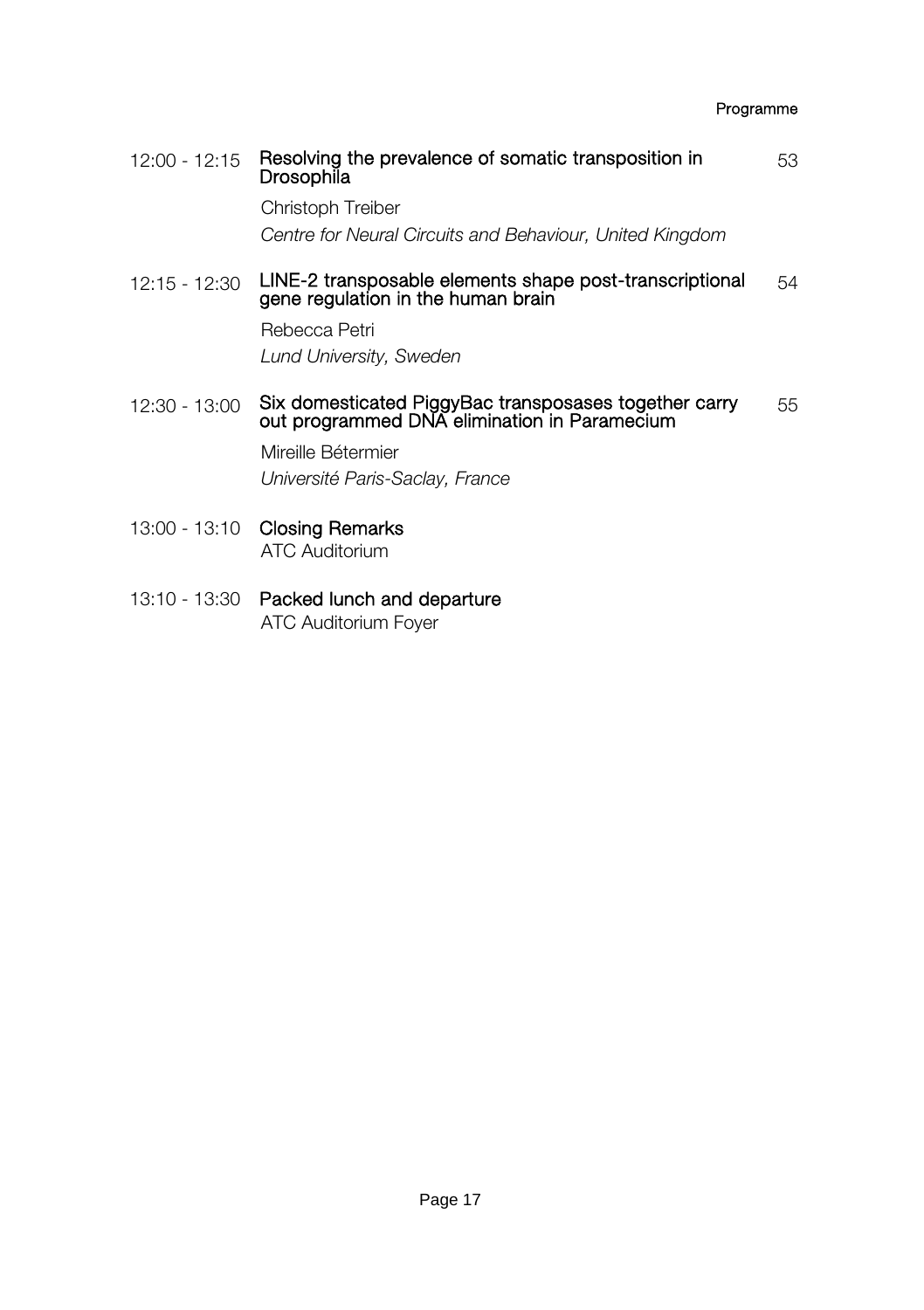| | | |
|---|---|---|
| 12:00 - 12:15 | **Resolving the prevalence of somatic transposition in Drosophila**<br>Christoph Treiber<br>*Centre for Neural Circuits and Behaviour, United Kingdom* | 53 |
| 12:15 - 12:30 | **LINE-2 transposable elements shape post-transcriptional gene regulation in the human brain**<br>Rebecca Petri<br>*Lund University, Sweden* | 54 |
| 12:30 - 13:00 | **Six domesticated PiggyBac transposases together carry out programmed DNA elimination in Paramecium**<br>Mireille Bétermier<br>*Université Paris-Saclay, France* | 55 |
| 13:00 - 13:10 | **Closing Remarks**<br>ATC Auditorium | |
| 13:10 - 13:30 | **Packed lunch and departure**<br>ATC Auditorium Foyer | |